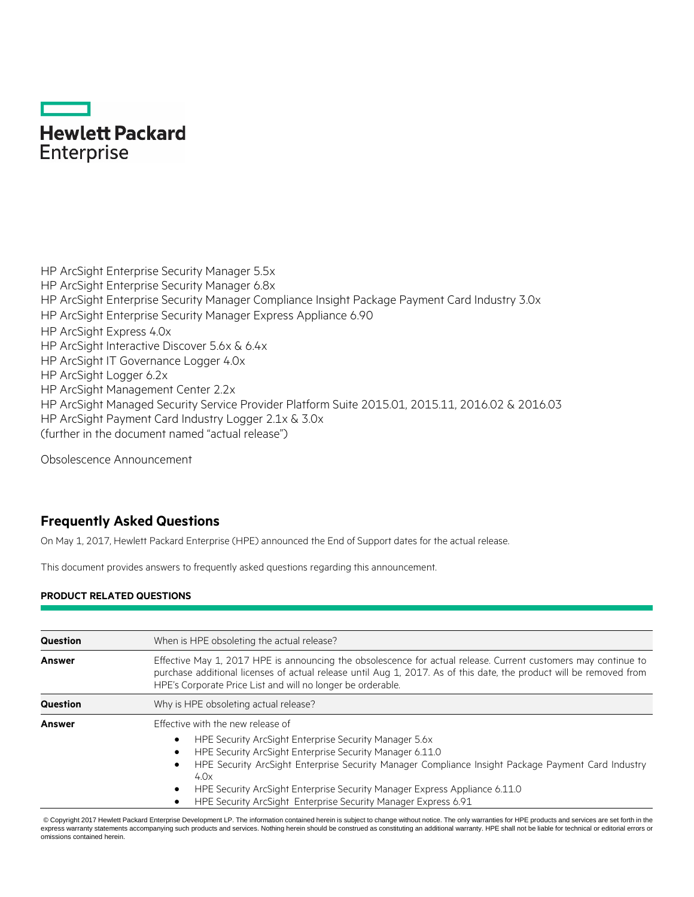Hewlett Packard Enterprise

HP ArcSight Enterprise Security Manager 5.5x
HP ArcSight Enterprise Security Manager 6.8x
HP ArcSight Enterprise Security Manager Compliance Insight Package Payment Card Industry 3.0x
HP ArcSight Enterprise Security Manager Express Appliance 6.90
HP ArcSight Express 4.0x
HP ArcSight Interactive Discover 5.6x & 6.4x
HP ArcSight IT Governance Logger 4.0x
HP ArcSight Logger 6.2x
HP ArcSight Management Center 2.2x
HP ArcSight Managed Security Service Provider Platform Suite 2015.01, 2015.11, 2016.02 & 2016.03
HP ArcSight Payment Card Industry Logger 2.1x & 3.0x
(further in the document named "actual release")

Obsolescence Announcement

## Frequently Asked Questions

On May 1, 2017, Hewlett Packard Enterprise (HPE) announced the End of Support dates for the actual release.

This document provides answers to frequently asked questions regarding this announcement.

### PRODUCT RELATED QUESTIONS

| | |
|---|---|
| **Question** | When is HPE obsoleting the actual release? |
| **Answer** | Effective May 1, 2017 HPE is announcing the obsolescence for actual release. Current customers may continue to purchase additional licenses of actual release until Aug 1, 2017. As of this date, the product will be removed from HPE's Corporate Price List and will no longer be orderable. |
| **Question** | Why is HPE obsoleting actual release? |
| **Answer** | Effective with the new release of<br>• HPE Security ArcSight Enterprise Security Manager 5.6x<br>• HPE Security ArcSight Enterprise Security Manager 6.11.0<br>• HPE Security ArcSight Enterprise Security Manager Compliance Insight Package Payment Card Industry 4.0x<br>• HPE Security ArcSight Enterprise Security Manager Express Appliance 6.11.0<br>• HPE Security ArcSight Enterprise Security Manager Express 6.91 |

© Copyright 2017 Hewlett Packard Enterprise Development LP. The information contained herein is subject to change without notice. The only warranties for HPE products and services are set forth in the express warranty statements accompanying such products and services. Nothing herein should be construed as constituting an additional warranty. HPE shall not be liable for technical or editorial errors or omissions contained herein.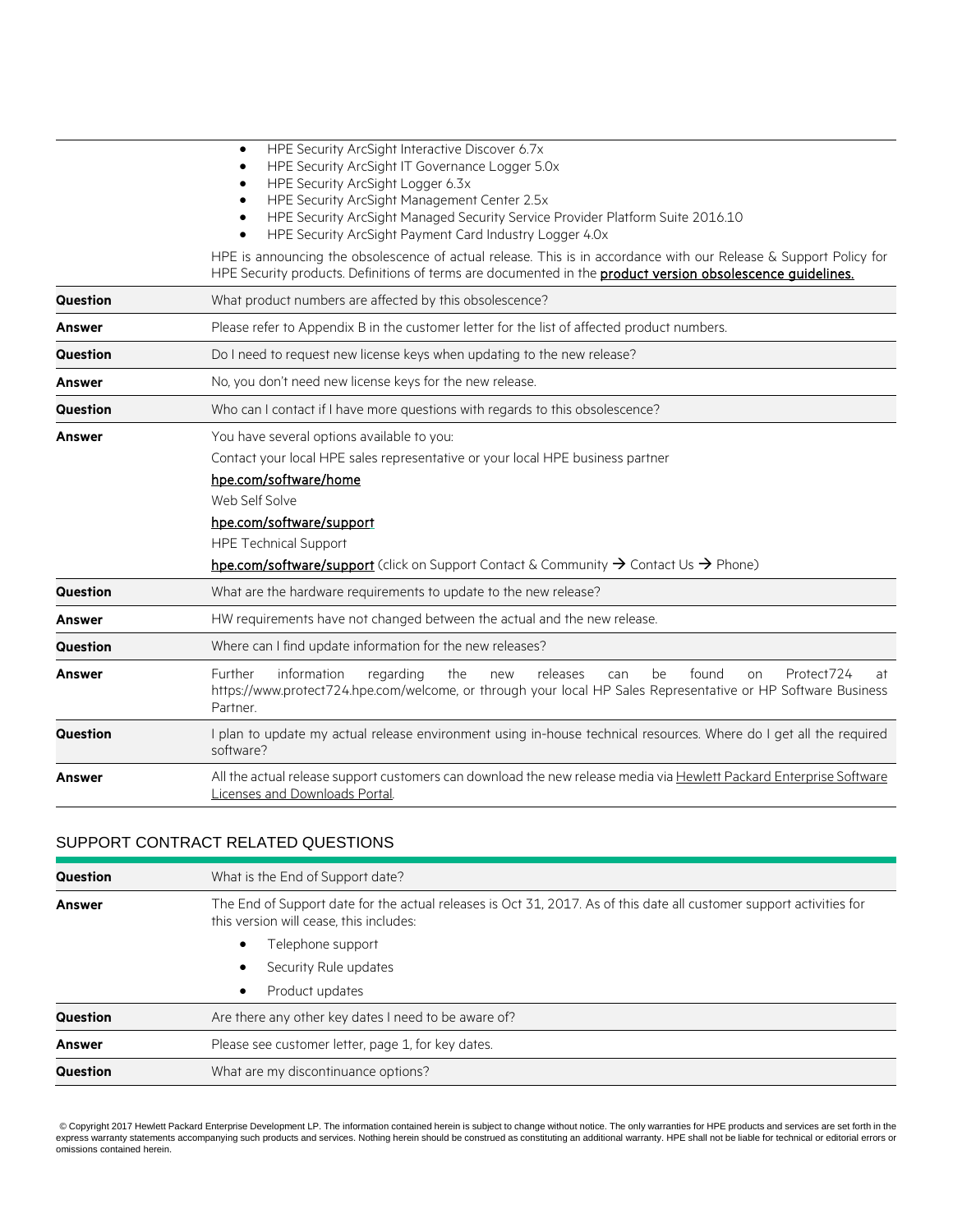| | |
|---|---|
| | • HPE Security ArcSight Interactive Discover 6.7x<br>• HPE Security ArcSight IT Governance Logger 5.0x<br>• HPE Security ArcSight Logger 6.3x<br>• HPE Security ArcSight Management Center 2.5x<br>• HPE Security ArcSight Managed Security Service Provider Platform Suite 2016.10<br>• HPE Security ArcSight Payment Card Industry Logger 4.0x<br><br>HPE is announcing the obsolescence of actual release. This is in accordance with our Release & Support Policy for HPE Security products. Definitions of terms are documented in the **product version obsolescence guidelines.** |
| **Question** | What product numbers are affected by this obsolescence? |
| **Answer** | Please refer to Appendix B in the customer letter for the list of affected product numbers. |
| **Question** | Do I need to request new license keys when updating to the new release? |
| **Answer** | No, you don't need new license keys for the new release. |
| **Question** | Who can I contact if I have more questions with regards to this obsolescence? |
| **Answer** | You have several options available to you:<br>Contact your local HPE sales representative or your local HPE business partner<br>**hpe.com/software/home**<br>Web Self Solve<br>**hpe.com/software/support**<br>HPE Technical Support<br>**hpe.com/software/support** (click on Support Contact & Community → Contact Us → Phone) |
| **Question** | What are the hardware requirements to update to the new release? |
| **Answer** | HW requirements have not changed between the actual and the new release. |
| **Question** | Where can I find update information for the new releases? |
| **Answer** | Further information regarding the new releases can be found on Protect724 at https://www.protect724.hpe.com/welcome, or through your local HP Sales Representative or HP Software Business Partner. |
| **Question** | I plan to update my actual release environment using in-house technical resources. Where do I get all the required software? |
| **Answer** | All the actual release support customers can download the new release media via Hewlett Packard Enterprise Software Licenses and Downloads Portal. |

## SUPPORT CONTRACT RELATED QUESTIONS

| | |
|---|---|
| **Question** | What is the End of Support date? |
| **Answer** | The End of Support date for the actual releases is Oct 31, 2017. As of this date all customer support activities for this version will cease, this includes:<br>• Telephone support<br>• Security Rule updates<br>• Product updates |
| **Question** | Are there any other key dates I need to be aware of? |
| **Answer** | Please see customer letter, page 1, for key dates. |
| **Question** | What are my discontinuance options? |

© Copyright 2017 Hewlett Packard Enterprise Development LP. The information contained herein is subject to change without notice. The only warranties for HPE products and services are set forth in the express warranty statements accompanying such products and services. Nothing herein should be construed as constituting an additional warranty. HPE shall not be liable for technical or editorial errors or omissions contained herein.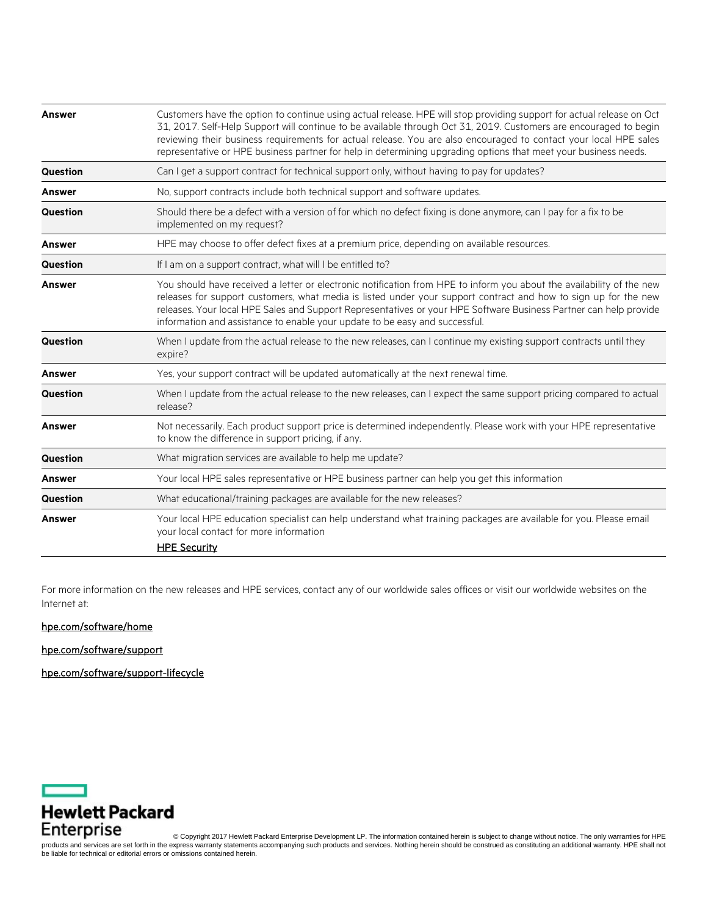| | |
|---|---|
| **Answer** | Customers have the option to continue using actual release. HPE will stop providing support for actual release on Oct 31, 2017. Self-Help Support will continue to be available through Oct 31, 2019. Customers are encouraged to begin reviewing their business requirements for actual release. You are also encouraged to contact your local HPE sales representative or HPE business partner for help in determining upgrading options that meet your business needs. |
| **Question** | Can I get a support contract for technical support only, without having to pay for updates? |
| **Answer** | No, support contracts include both technical support and software updates. |
| **Question** | Should there be a defect with a version of for which no defect fixing is done anymore, can I pay for a fix to be implemented on my request? |
| **Answer** | HPE may choose to offer defect fixes at a premium price, depending on available resources. |
| **Question** | If I am on a support contract, what will I be entitled to? |
| **Answer** | You should have received a letter or electronic notification from HPE to inform you about the availability of the new releases for support customers, what media is listed under your support contract and how to sign up for the new releases. Your local HPE Sales and Support Representatives or your HPE Software Business Partner can help provide information and assistance to enable your update to be easy and successful. |
| **Question** | When I update from the actual release to the new releases, can I continue my existing support contracts until they expire? |
| **Answer** | Yes, your support contract will be updated automatically at the next renewal time. |
| **Question** | When I update from the actual release to the new releases, can I expect the same support pricing compared to actual release? |
| **Answer** | Not necessarily. Each product support price is determined independently. Please work with your HPE representative to know the difference in support pricing, if any. |
| **Question** | What migration services are available to help me update? |
| **Answer** | Your local HPE sales representative or HPE business partner can help you get this information |
| **Question** | What educational/training packages are available for the new releases? |
| **Answer** | Your local HPE education specialist can help understand what training packages are available for you. Please email your local contact for more information<br>HPE Security |

For more information on the new releases and HPE services, contact any of our worldwide sales offices or visit our worldwide websites on the Internet at:

hpe.com/software/home

hpe.com/software/support

hpe.com/software/support-lifecycle

Hewlett Packard Enterprise

© Copyright 2017 Hewlett Packard Enterprise Development LP. The information contained herein is subject to change without notice. The only warranties for HPE products and services are set forth in the express warranty statements accompanying such products and services. Nothing herein should be construed as constituting an additional warranty. HPE shall not be liable for technical or editorial errors or omissions contained herein.